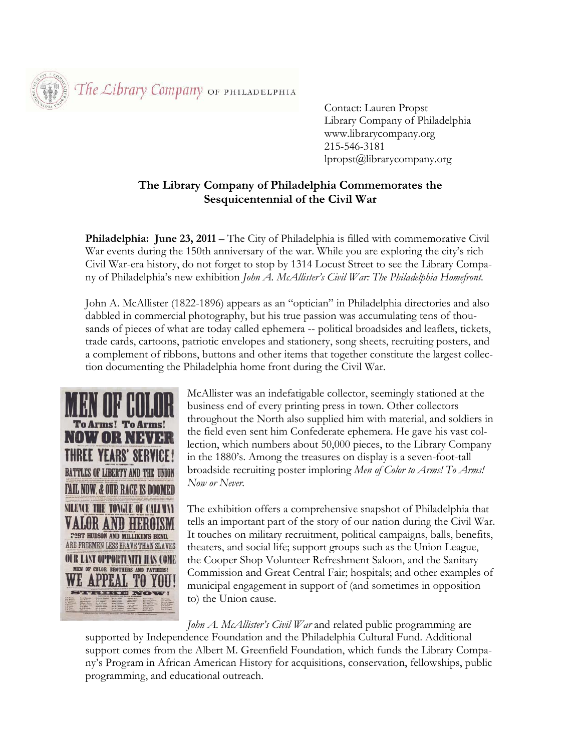The Library Company OF PHILADELPHIA

Contact: Lauren Propst
Library Company of Philadelphia
www.librarycompany.org
215-546-3181
lpropst@librarycompany.org

## The Library Company of Philadelphia Commemorates the Sesquicentennial of the Civil War

**Philadelphia: June 23, 2011** – The City of Philadelphia is filled with commemorative Civil War events during the 150th anniversary of the war. While you are exploring the city's rich Civil War-era history, do not forget to stop by 1314 Locust Street to see the Library Company of Philadelphia's new exhibition *John A. McAllister's Civil War: The Philadelphia Homefront.*

John A. McAllister (1822-1896) appears as an "optician" in Philadelphia directories and also dabbled in commercial photography, but his true passion was accumulating tens of thousands of pieces of what are today called ephemera -- political broadsides and leaflets, tickets, trade cards, cartoons, patriotic envelopes and stationery, song sheets, recruiting posters, and a complement of ribbons, buttons and other items that together constitute the largest collection documenting the Philadelphia home front during the Civil War.

McAllister was an indefatigable collector, seemingly stationed at the business end of every printing press in town. Other collectors throughout the North also supplied him with material, and soldiers in the field even sent him Confederate ephemera. He gave his vast collection, which numbers about 50,000 pieces, to the Library Company in the 1880's. Among the treasures on display is a seven-foot-tall broadside recruiting poster imploring *Men of Color to Arms! To Arms! Now or Never.*

The exhibition offers a comprehensive snapshot of Philadelphia that tells an important part of the story of our nation during the Civil War. It touches on military recruitment, political campaigns, balls, benefits, theaters, and social life; support groups such as the Union League, the Cooper Shop Volunteer Refreshment Saloon, and the Sanitary Commission and Great Central Fair; hospitals; and other examples of municipal engagement in support of (and sometimes in opposition to) the Union cause.

*John A. McAllister's Civil War* and related public programming are supported by Independence Foundation and the Philadelphia Cultural Fund. Additional support comes from the Albert M. Greenfield Foundation, which funds the Library Company's Program in African American History for acquisitions, conservation, fellowships, public programming, and educational outreach.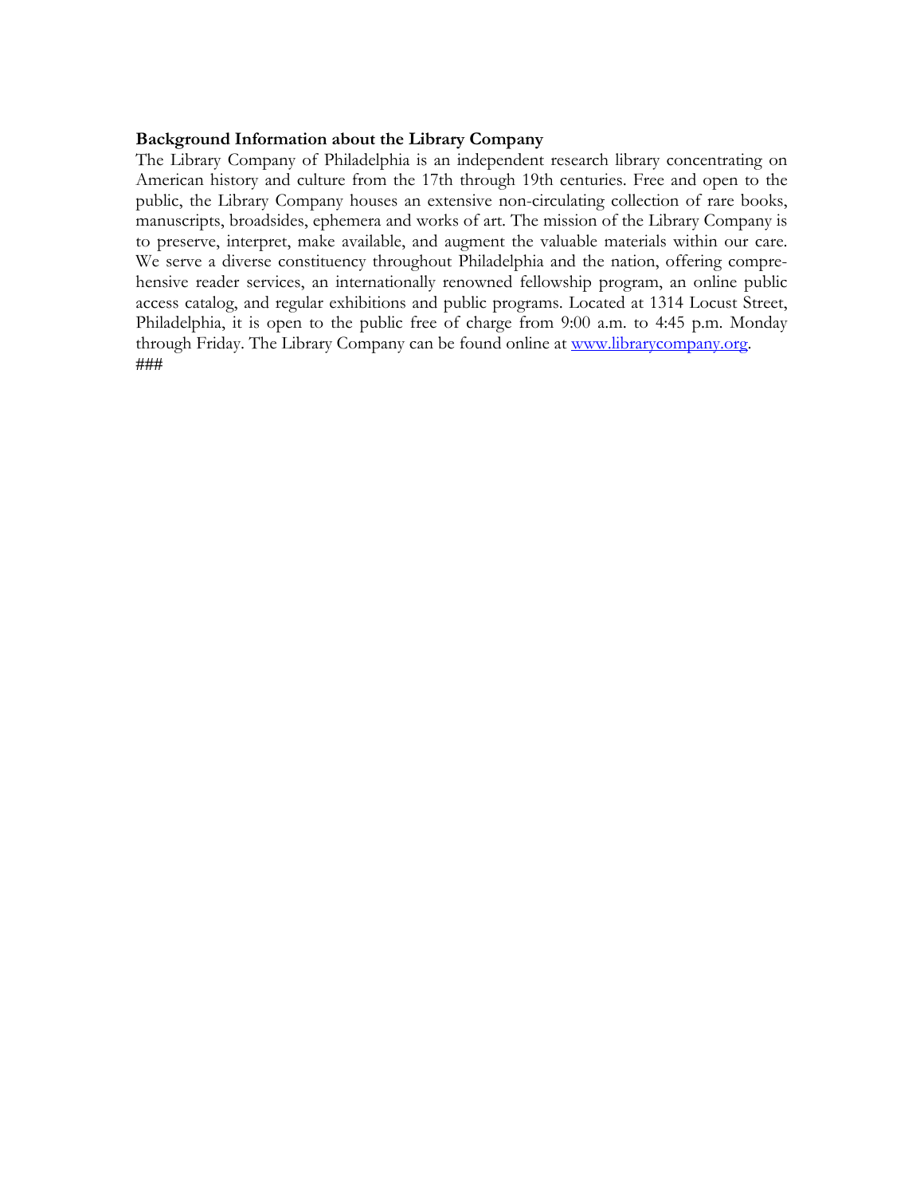**Background Information about the Library Company**

The Library Company of Philadelphia is an independent research library concentrating on American history and culture from the 17th through 19th centuries. Free and open to the public, the Library Company houses an extensive non-circulating collection of rare books, manuscripts, broadsides, ephemera and works of art. The mission of the Library Company is to preserve, interpret, make available, and augment the valuable materials within our care. We serve a diverse constituency throughout Philadelphia and the nation, offering comprehensive reader services, an internationally renowned fellowship program, an online public access catalog, and regular exhibitions and public programs. Located at 1314 Locust Street, Philadelphia, it is open to the public free of charge from 9:00 a.m. to 4:45 p.m. Monday through Friday. The Library Company can be found online at [www.librarycompany.org](http://www.librarycompany.org).

###